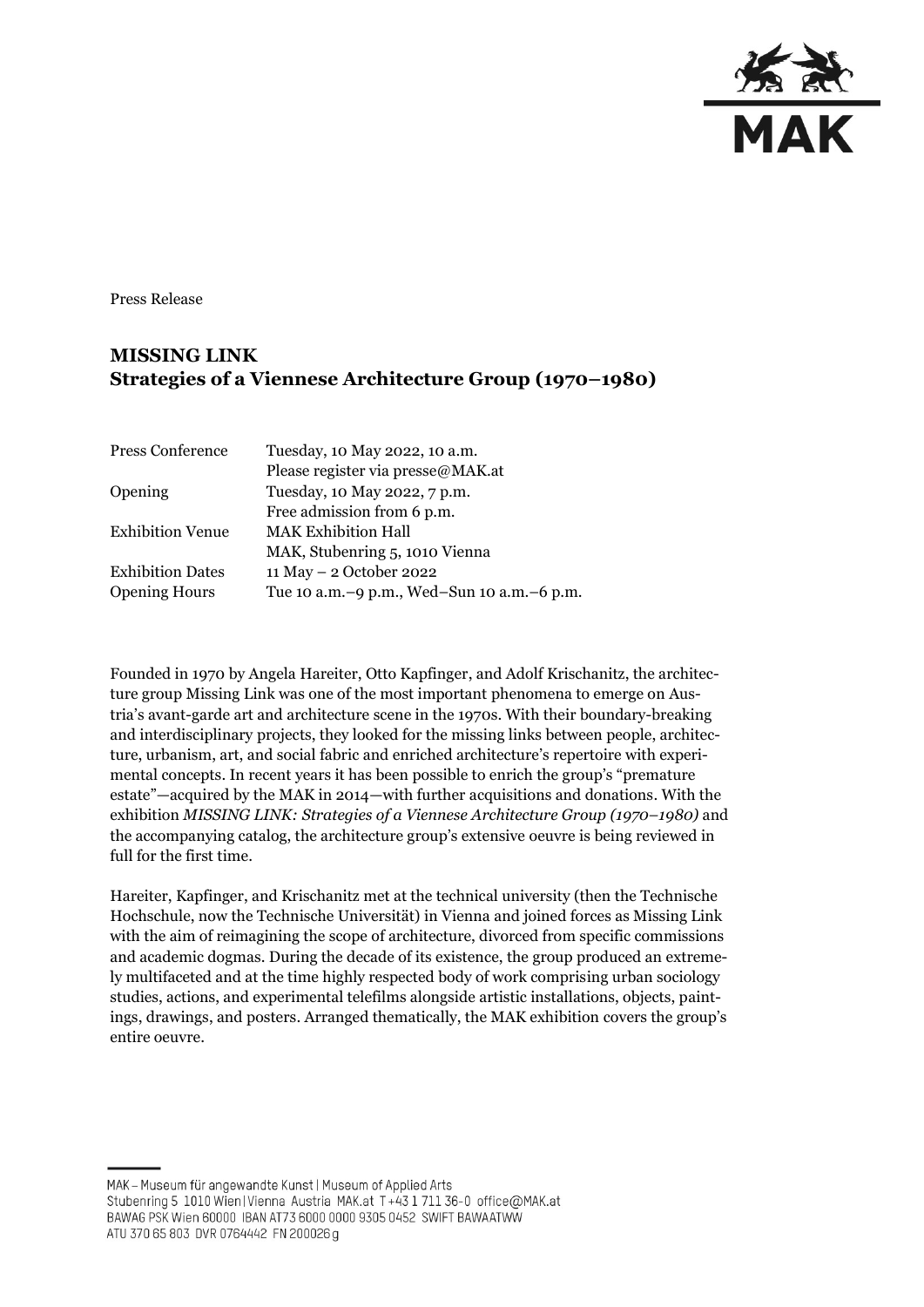Press Release

# MISSING LINK
## Strategies of a Viennese Architecture Group (1970–1980)

| | |
|---|---|
| Press Conference | Tuesday, 10 May 2022, 10 a.m. |
| | Please register via presse@MAK.at |
| Opening | Tuesday, 10 May 2022, 7 p.m. |
| | Free admission from 6 p.m. |
| Exhibition Venue | MAK Exhibition Hall |
| | MAK, Stubenring 5, 1010 Vienna |
| Exhibition Dates | 11 May – 2 October 2022 |
| Opening Hours | Tue 10 a.m.–9 p.m., Wed–Sun 10 a.m.–6 p.m. |

Founded in 1970 by Angela Hareiter, Otto Kapfinger, and Adolf Krischanitz, the architecture group Missing Link was one of the most important phenomena to emerge on Austria's avant-garde art and architecture scene in the 1970s. With their boundary-breaking and interdisciplinary projects, they looked for the missing links between people, architecture, urbanism, art, and social fabric and enriched architecture's repertoire with experimental concepts. In recent years it has been possible to enrich the group's "premature estate"—acquired by the MAK in 2014—with further acquisitions and donations. With the exhibition *MISSING LINK: Strategies of a Viennese Architecture Group (1970–1980)* and the accompanying catalog, the architecture group's extensive oeuvre is being reviewed in full for the first time.

Hareiter, Kapfinger, and Krischanitz met at the technical university (then the Technische Hochschule, now the Technische Universität) in Vienna and joined forces as Missing Link with the aim of reimagining the scope of architecture, divorced from specific commissions and academic dogmas. During the decade of its existence, the group produced an extremely multifaceted and at the time highly respected body of work comprising urban sociology studies, actions, and experimental telefilms alongside artistic installations, objects, paintings, drawings, and posters. Arranged thematically, the MAK exhibition covers the group's entire oeuvre.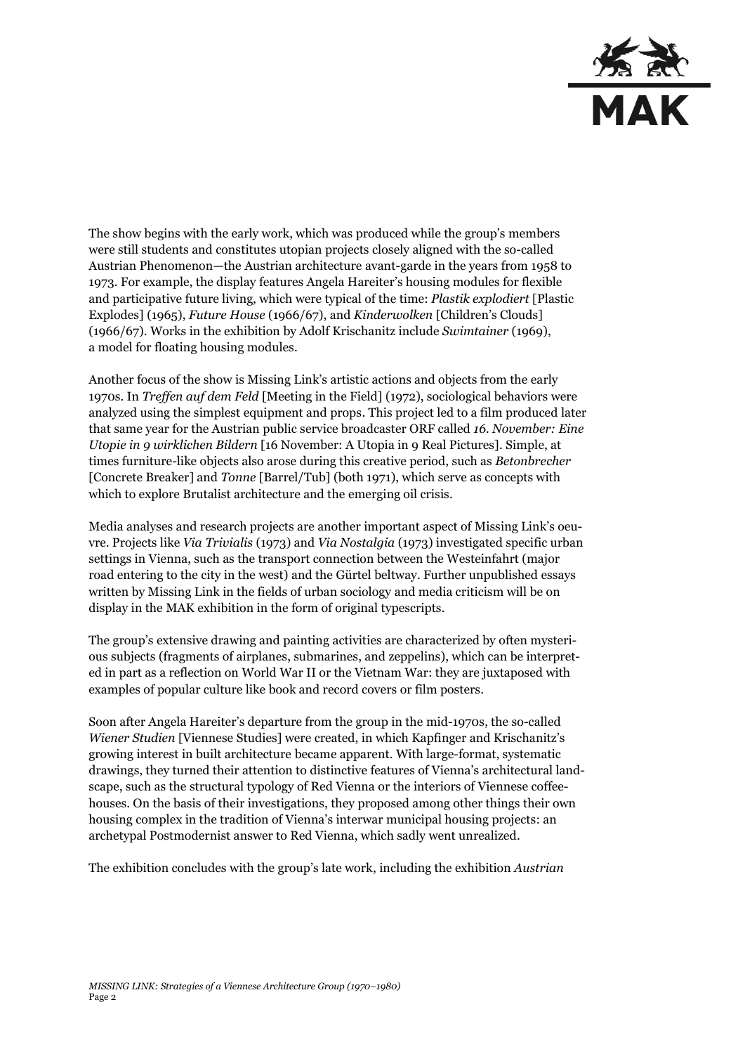The show begins with the early work, which was produced while the group's members were still students and constitutes utopian projects closely aligned with the so-called Austrian Phenomenon—the Austrian architecture avant-garde in the years from 1958 to 1973. For example, the display features Angela Hareiter's housing modules for flexible and participative future living, which were typical of the time: *Plastik explodiert* [Plastic Explodes] (1965), *Future House* (1966/67), and *Kinderwolken* [Children's Clouds] (1966/67). Works in the exhibition by Adolf Krischanitz include *Swimtainer* (1969), a model for floating housing modules.

Another focus of the show is Missing Link's artistic actions and objects from the early 1970s. In *Treffen auf dem Feld* [Meeting in the Field] (1972), sociological behaviors were analyzed using the simplest equipment and props. This project led to a film produced later that same year for the Austrian public service broadcaster ORF called *16. November: Eine Utopie in 9 wirklichen Bildern* [16 November: A Utopia in 9 Real Pictures]. Simple, at times furniture-like objects also arose during this creative period, such as *Betonbrecher* [Concrete Breaker] and *Tonne* [Barrel/Tub] (both 1971), which serve as concepts with which to explore Brutalist architecture and the emerging oil crisis.

Media analyses and research projects are another important aspect of Missing Link's oeuvre. Projects like *Via Trivialis* (1973) and *Via Nostalgia* (1973) investigated specific urban settings in Vienna, such as the transport connection between the Westeinfahrt (major road entering to the city in the west) and the Gürtel beltway. Further unpublished essays written by Missing Link in the fields of urban sociology and media criticism will be on display in the MAK exhibition in the form of original typescripts.

The group's extensive drawing and painting activities are characterized by often mysterious subjects (fragments of airplanes, submarines, and zeppelins), which can be interpreted in part as a reflection on World War II or the Vietnam War: they are juxtaposed with examples of popular culture like book and record covers or film posters.

Soon after Angela Hareiter's departure from the group in the mid-1970s, the so-called *Wiener Studien* [Viennese Studies] were created, in which Kapfinger and Krischanitz's growing interest in built architecture became apparent. With large-format, systematic drawings, they turned their attention to distinctive features of Vienna's architectural landscape, such as the structural typology of Red Vienna or the interiors of Viennese coffeehouses. On the basis of their investigations, they proposed among other things their own housing complex in the tradition of Vienna's interwar municipal housing projects: an archetypal Postmodernist answer to Red Vienna, which sadly went unrealized.

The exhibition concludes with the group's late work, including the exhibition *Austrian*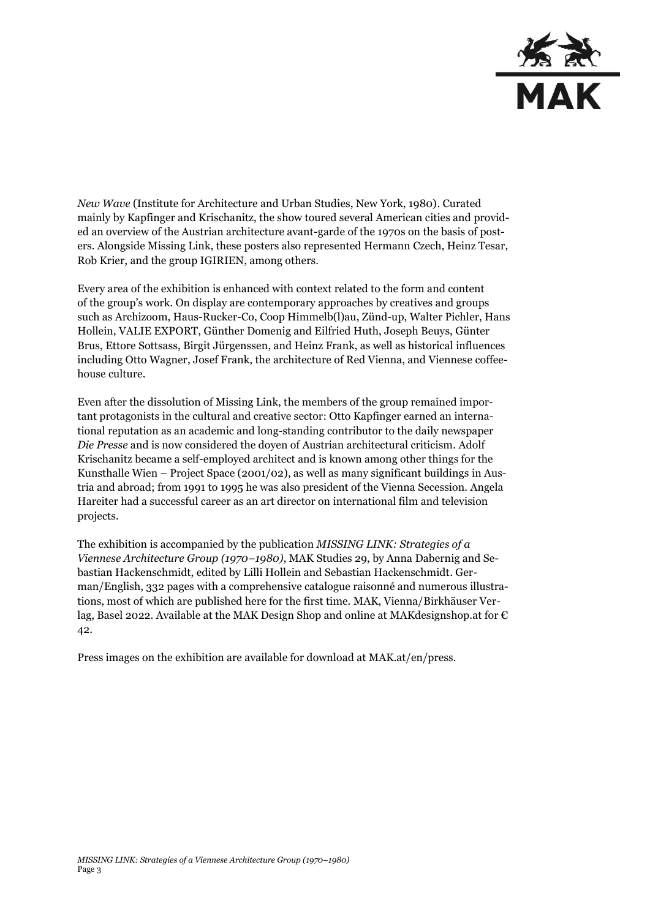*New Wave* (Institute for Architecture and Urban Studies, New York, 1980). Curated mainly by Kapfinger and Krischanitz, the show toured several American cities and provided an overview of the Austrian architecture avant-garde of the 1970s on the basis of posters. Alongside Missing Link, these posters also represented Hermann Czech, Heinz Tesar, Rob Krier, and the group IGIRIEN, among others.

Every area of the exhibition is enhanced with context related to the form and content of the group's work. On display are contemporary approaches by creatives and groups such as Archizoom, Haus-Rucker-Co, Coop Himmelb(l)au, Zünd-up, Walter Pichler, Hans Hollein, VALIE EXPORT, Günther Domenig and Eilfried Huth, Joseph Beuys, Günter Brus, Ettore Sottsass, Birgit Jürgenssen, and Heinz Frank, as well as historical influences including Otto Wagner, Josef Frank, the architecture of Red Vienna, and Viennese coffeehouse culture.

Even after the dissolution of Missing Link, the members of the group remained important protagonists in the cultural and creative sector: Otto Kapfinger earned an international reputation as an academic and long-standing contributor to the daily newspaper *Die Presse* and is now considered the doyen of Austrian architectural criticism. Adolf Krischanitz became a self-employed architect and is known among other things for the Kunsthalle Wien – Project Space (2001/02), as well as many significant buildings in Austria and abroad; from 1991 to 1995 he was also president of the Vienna Secession. Angela Hareiter had a successful career as an art director on international film and television projects.

The exhibition is accompanied by the publication *MISSING LINK: Strategies of a Viennese Architecture Group (1970–1980)*, MAK Studies 29, by Anna Dabernig and Sebastian Hackenschmidt, edited by Lilli Hollein and Sebastian Hackenschmidt. German/English, 332 pages with a comprehensive catalogue raisonné and numerous illustrations, most of which are published here for the first time. MAK, Vienna/Birkhäuser Verlag, Basel 2022. Available at the MAK Design Shop and online at MAKdesignshop.at for € 42.

Press images on the exhibition are available for download at MAK.at/en/press.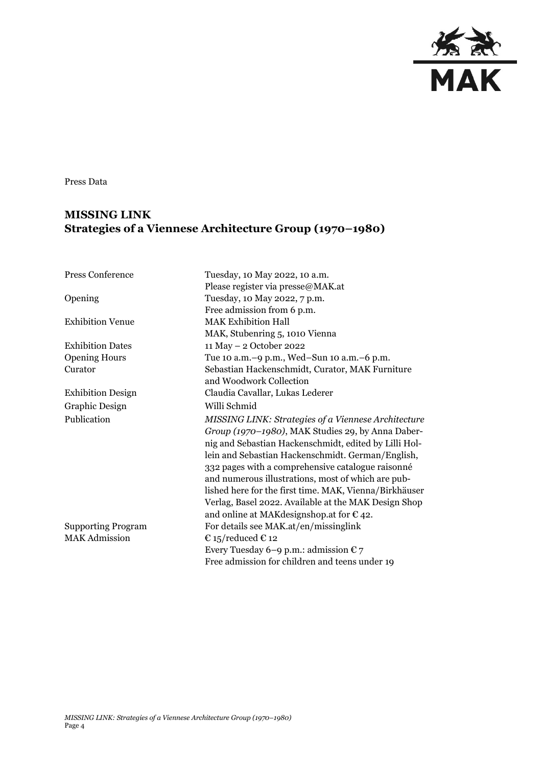Press Data

## MISSING LINK
## Strategies of a Viennese Architecture Group (1970–1980)

| | |
|---|---|
| Press Conference | Tuesday, 10 May 2022, 10 a.m.<br>Please register via presse@MAK.at |
| Opening | Tuesday, 10 May 2022, 7 p.m.<br>Free admission from 6 p.m. |
| Exhibition Venue | MAK Exhibition Hall<br>MAK, Stubenring 5, 1010 Vienna |
| Exhibition Dates | 11 May – 2 October 2022 |
| Opening Hours | Tue 10 a.m.–9 p.m., Wed–Sun 10 a.m.–6 p.m. |
| Curator | Sebastian Hackenschmidt, Curator, MAK Furniture and Woodwork Collection |
| Exhibition Design | Claudia Cavallar, Lukas Lederer |
| Graphic Design | Willi Schmid |
| Publication | *MISSING LINK: Strategies of a Viennese Architecture Group (1970–1980)*, MAK Studies 29, by Anna Dabernig and Sebastian Hackenschmidt, edited by Lilli Hollein and Sebastian Hackenschmidt. German/English, 332 pages with a comprehensive catalogue raisonné and numerous illustrations, most of which are published here for the first time. MAK, Vienna/Birkhäuser Verlag, Basel 2022. Available at the MAK Design Shop and online at MAKdesignshop.at for € 42. |
| Supporting Program | For details see MAK.at/en/missinglink |
| MAK Admission | € 15/reduced € 12<br>Every Tuesday 6–9 p.m.: admission € 7<br>Free admission for children and teens under 19 |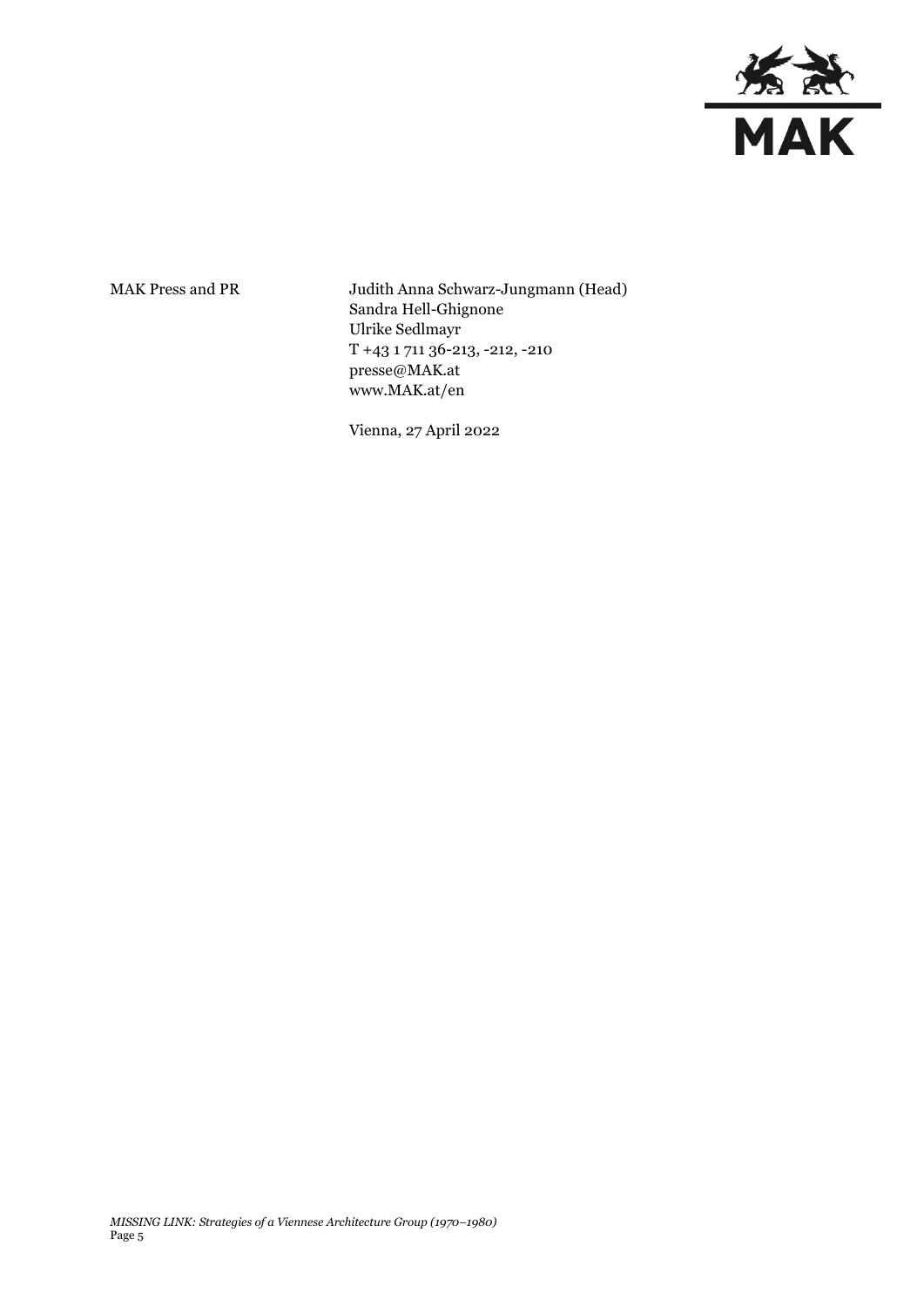MAK Press and PR

Judith Anna Schwarz-Jungmann (Head)
Sandra Hell-Ghignone
Ulrike Sedlmayr
T +43 1 711 36-213, -212, -210
presse@MAK.at
www.MAK.at/en

Vienna, 27 April 2022